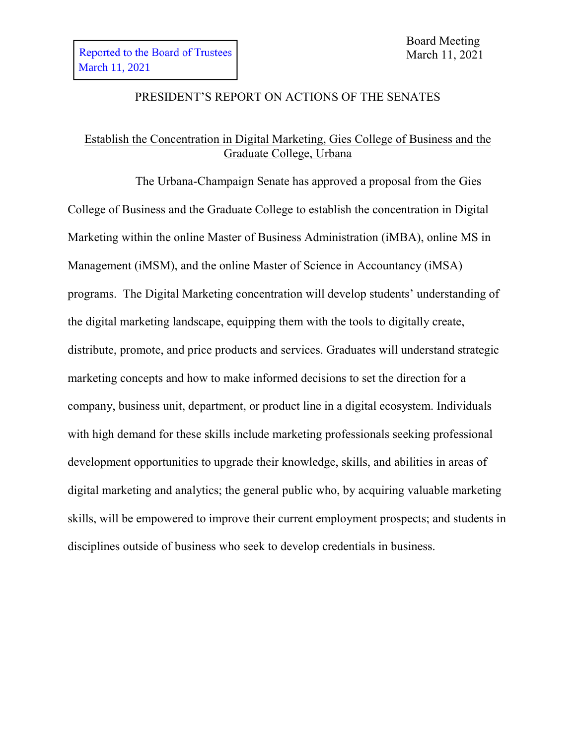Reported to the Board of Trustees
March 11, 2021

Board Meeting
March 11, 2021

# PRESIDENT'S REPORT ON ACTIONS OF THE SENATES

## Establish the Concentration in Digital Marketing, Gies College of Business and the Graduate College, Urbana

The Urbana-Champaign Senate has approved a proposal from the Gies College of Business and the Graduate College to establish the concentration in Digital Marketing within the online Master of Business Administration (iMBA), online MS in Management (iMSM), and the online Master of Science in Accountancy (iMSA) programs. The Digital Marketing concentration will develop students' understanding of the digital marketing landscape, equipping them with the tools to digitally create, distribute, promote, and price products and services. Graduates will understand strategic marketing concepts and how to make informed decisions to set the direction for a company, business unit, department, or product line in a digital ecosystem. Individuals with high demand for these skills include marketing professionals seeking professional development opportunities to upgrade their knowledge, skills, and abilities in areas of digital marketing and analytics; the general public who, by acquiring valuable marketing skills, will be empowered to improve their current employment prospects; and students in disciplines outside of business who seek to develop credentials in business.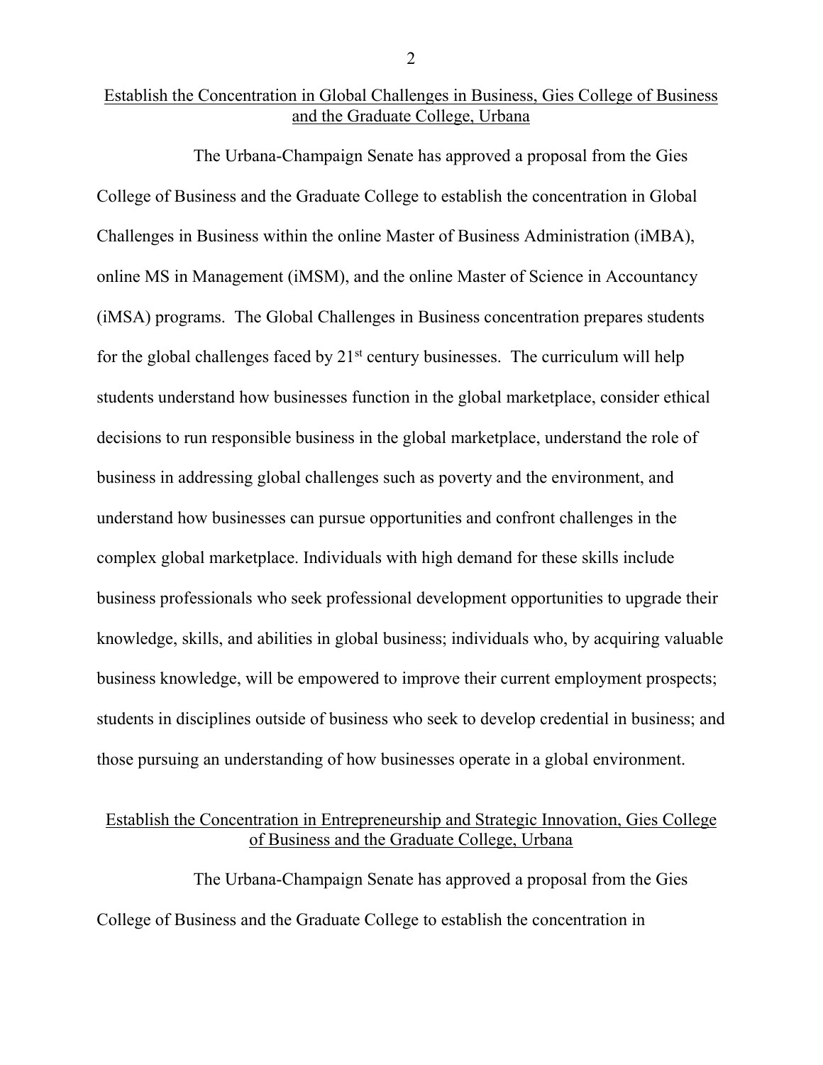## Establish the Concentration in Global Challenges in Business, Gies College of Business and the Graduate College, Urbana

The Urbana-Champaign Senate has approved a proposal from the Gies College of Business and the Graduate College to establish the concentration in Global Challenges in Business within the online Master of Business Administration (iMBA), online MS in Management (iMSM), and the online Master of Science in Accountancy (iMSA) programs. The Global Challenges in Business concentration prepares students for the global challenges faced by 21st century businesses. The curriculum will help students understand how businesses function in the global marketplace, consider ethical decisions to run responsible business in the global marketplace, understand the role of business in addressing global challenges such as poverty and the environment, and understand how businesses can pursue opportunities and confront challenges in the complex global marketplace. Individuals with high demand for these skills include business professionals who seek professional development opportunities to upgrade their knowledge, skills, and abilities in global business; individuals who, by acquiring valuable business knowledge, will be empowered to improve their current employment prospects; students in disciplines outside of business who seek to develop credential in business; and those pursuing an understanding of how businesses operate in a global environment.

## Establish the Concentration in Entrepreneurship and Strategic Innovation, Gies College of Business and the Graduate College, Urbana

The Urbana-Champaign Senate has approved a proposal from the Gies College of Business and the Graduate College to establish the concentration in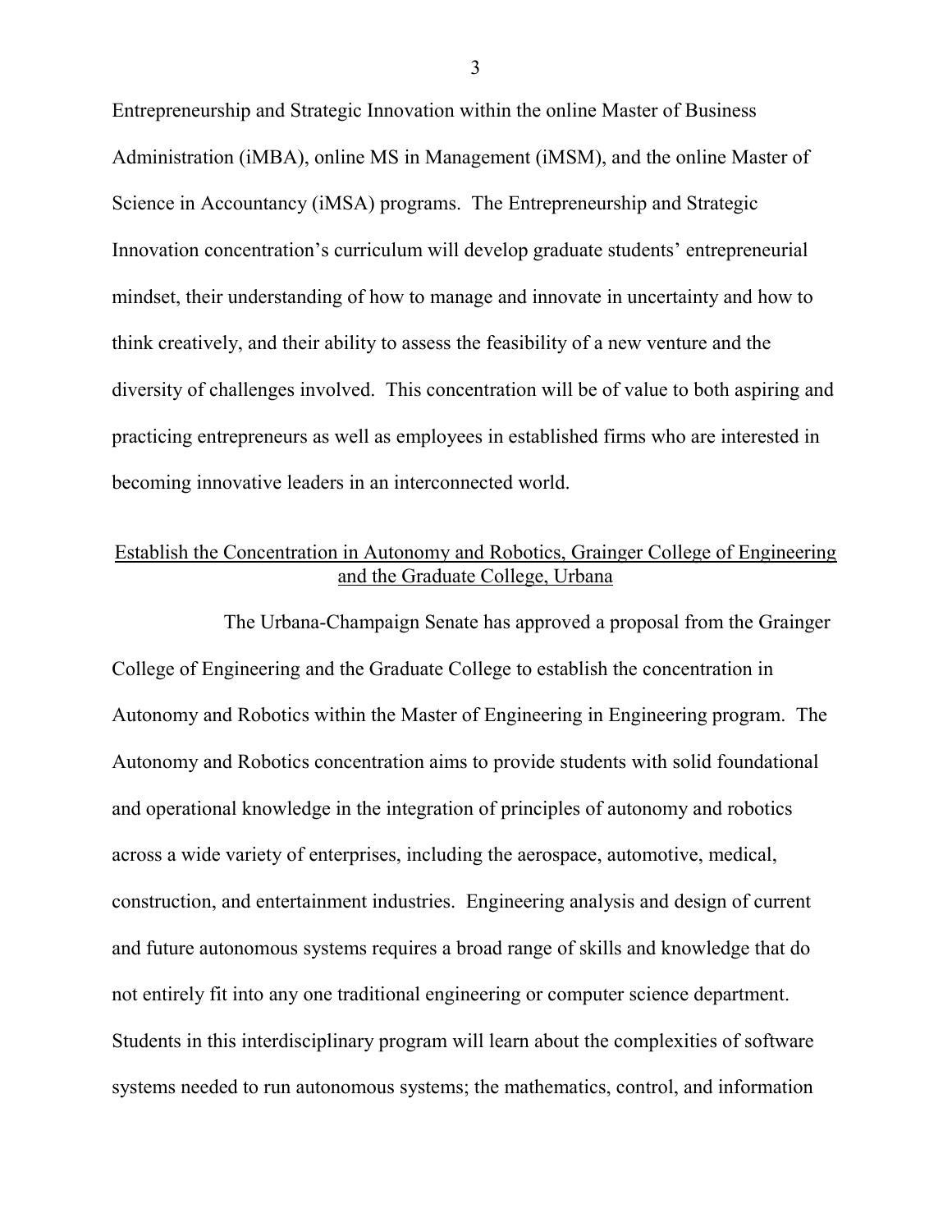Entrepreneurship and Strategic Innovation within the online Master of Business Administration (iMBA), online MS in Management (iMSM), and the online Master of Science in Accountancy (iMSA) programs. The Entrepreneurship and Strategic Innovation concentration's curriculum will develop graduate students' entrepreneurial mindset, their understanding of how to manage and innovate in uncertainty and how to think creatively, and their ability to assess the feasibility of a new venture and the diversity of challenges involved. This concentration will be of value to both aspiring and practicing entrepreneurs as well as employees in established firms who are interested in becoming innovative leaders in an interconnected world.

<u>Establish the Concentration in Autonomy and Robotics, Grainger College of Engineering and the Graduate College, Urbana</u>

The Urbana-Champaign Senate has approved a proposal from the Grainger College of Engineering and the Graduate College to establish the concentration in Autonomy and Robotics within the Master of Engineering in Engineering program. The Autonomy and Robotics concentration aims to provide students with solid foundational and operational knowledge in the integration of principles of autonomy and robotics across a wide variety of enterprises, including the aerospace, automotive, medical, construction, and entertainment industries. Engineering analysis and design of current and future autonomous systems requires a broad range of skills and knowledge that do not entirely fit into any one traditional engineering or computer science department. Students in this interdisciplinary program will learn about the complexities of software systems needed to run autonomous systems; the mathematics, control, and information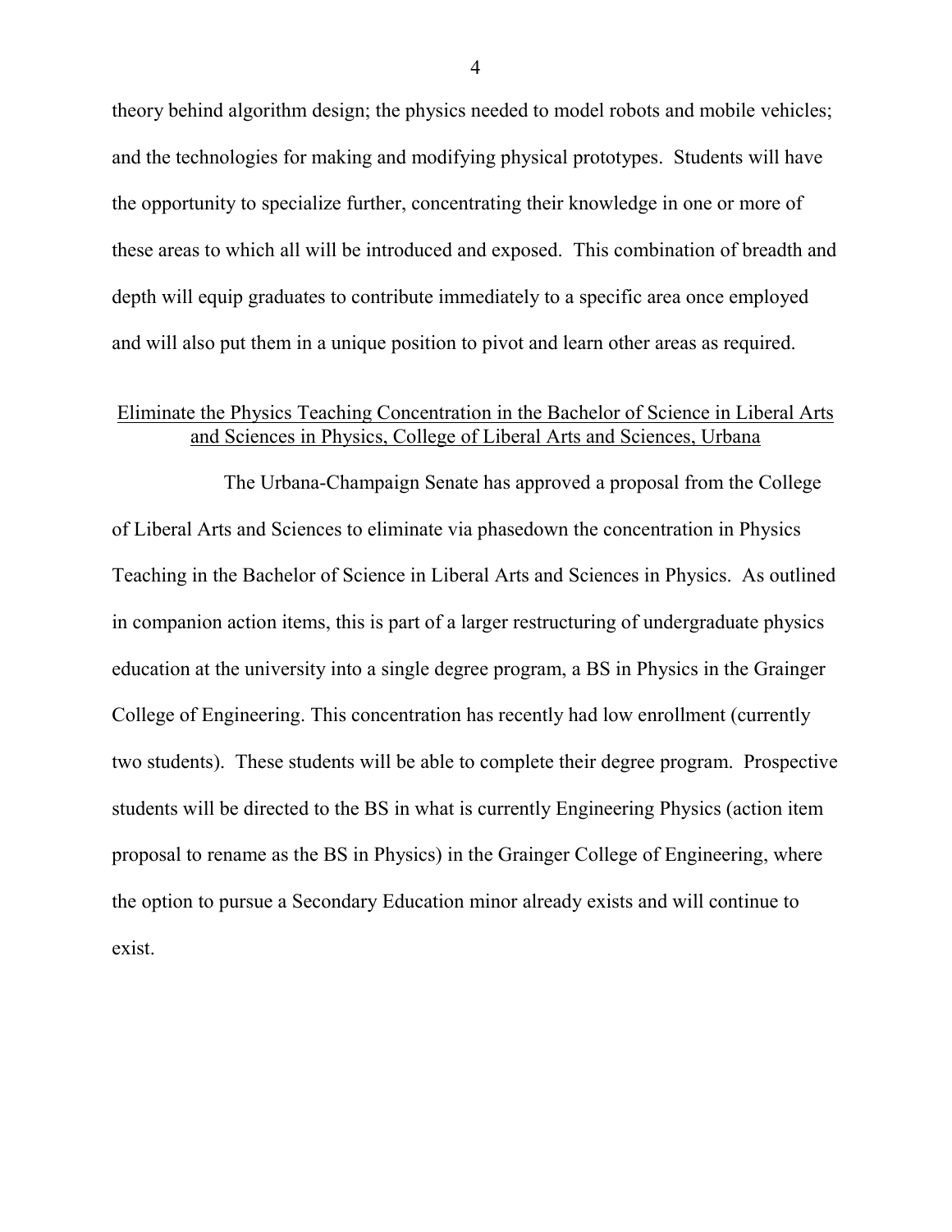theory behind algorithm design; the physics needed to model robots and mobile vehicles; and the technologies for making and modifying physical prototypes. Students will have the opportunity to specialize further, concentrating their knowledge in one or more of these areas to which all will be introduced and exposed. This combination of breadth and depth will equip graduates to contribute immediately to a specific area once employed and will also put them in a unique position to pivot and learn other areas as required.

## Eliminate the Physics Teaching Concentration in the Bachelor of Science in Liberal Arts and Sciences in Physics, College of Liberal Arts and Sciences, Urbana

The Urbana-Champaign Senate has approved a proposal from the College of Liberal Arts and Sciences to eliminate via phasedown the concentration in Physics Teaching in the Bachelor of Science in Liberal Arts and Sciences in Physics. As outlined in companion action items, this is part of a larger restructuring of undergraduate physics education at the university into a single degree program, a BS in Physics in the Grainger College of Engineering. This concentration has recently had low enrollment (currently two students). These students will be able to complete their degree program. Prospective students will be directed to the BS in what is currently Engineering Physics (action item proposal to rename as the BS in Physics) in the Grainger College of Engineering, where the option to pursue a Secondary Education minor already exists and will continue to exist.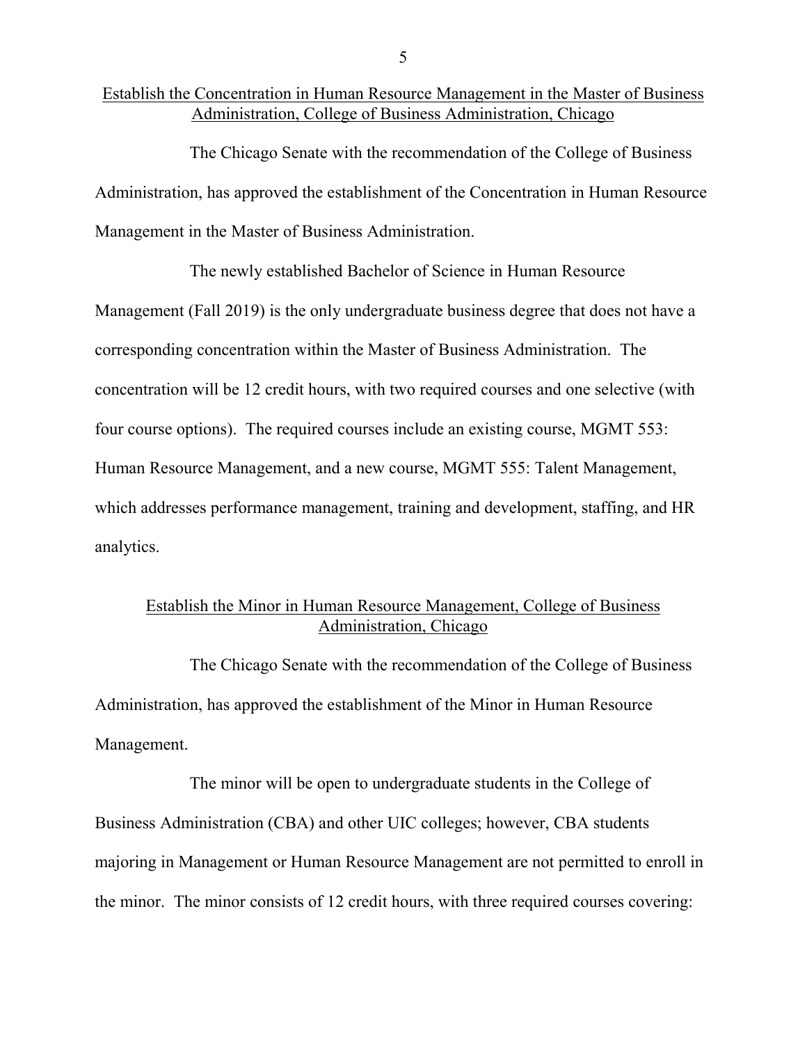## Establish the Concentration in Human Resource Management in the Master of Business Administration, College of Business Administration, Chicago

The Chicago Senate with the recommendation of the College of Business Administration, has approved the establishment of the Concentration in Human Resource Management in the Master of Business Administration.

The newly established Bachelor of Science in Human Resource Management (Fall 2019) is the only undergraduate business degree that does not have a corresponding concentration within the Master of Business Administration. The concentration will be 12 credit hours, with two required courses and one selective (with four course options). The required courses include an existing course, MGMT 553: Human Resource Management, and a new course, MGMT 555: Talent Management, which addresses performance management, training and development, staffing, and HR analytics.

## Establish the Minor in Human Resource Management, College of Business Administration, Chicago

The Chicago Senate with the recommendation of the College of Business Administration, has approved the establishment of the Minor in Human Resource Management.

The minor will be open to undergraduate students in the College of Business Administration (CBA) and other UIC colleges; however, CBA students majoring in Management or Human Resource Management are not permitted to enroll in the minor. The minor consists of 12 credit hours, with three required courses covering: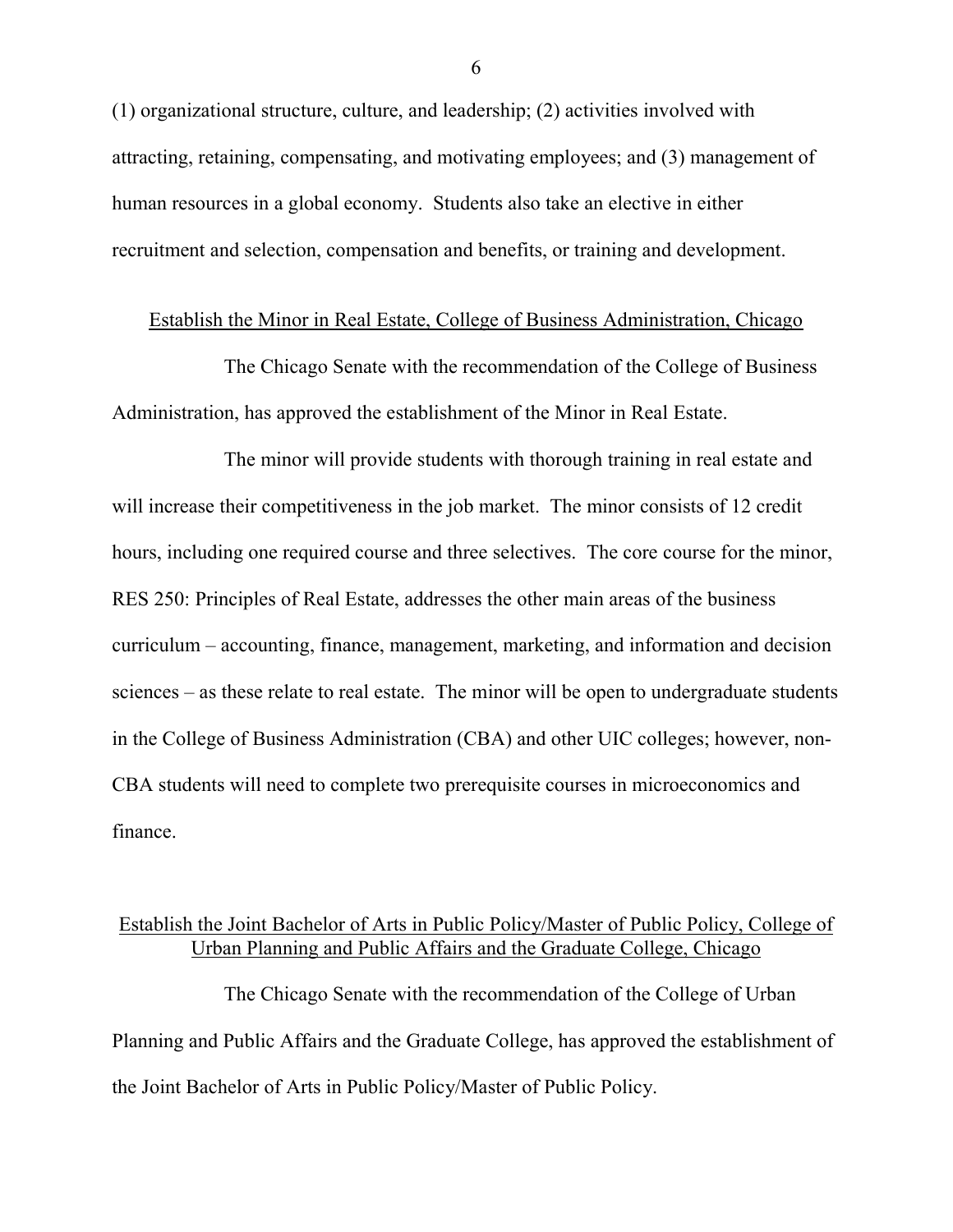(1) organizational structure, culture, and leadership; (2) activities involved with attracting, retaining, compensating, and motivating employees; and (3) management of human resources in a global economy. Students also take an elective in either recruitment and selection, compensation and benefits, or training and development.

## Establish the Minor in Real Estate, College of Business Administration, Chicago

The Chicago Senate with the recommendation of the College of Business Administration, has approved the establishment of the Minor in Real Estate.

The minor will provide students with thorough training in real estate and will increase their competitiveness in the job market. The minor consists of 12 credit hours, including one required course and three selectives. The core course for the minor, RES 250: Principles of Real Estate, addresses the other main areas of the business curriculum – accounting, finance, management, marketing, and information and decision sciences – as these relate to real estate. The minor will be open to undergraduate students in the College of Business Administration (CBA) and other UIC colleges; however, non-CBA students will need to complete two prerequisite courses in microeconomics and finance.

## Establish the Joint Bachelor of Arts in Public Policy/Master of Public Policy, College of Urban Planning and Public Affairs and the Graduate College, Chicago

The Chicago Senate with the recommendation of the College of Urban Planning and Public Affairs and the Graduate College, has approved the establishment of the Joint Bachelor of Arts in Public Policy/Master of Public Policy.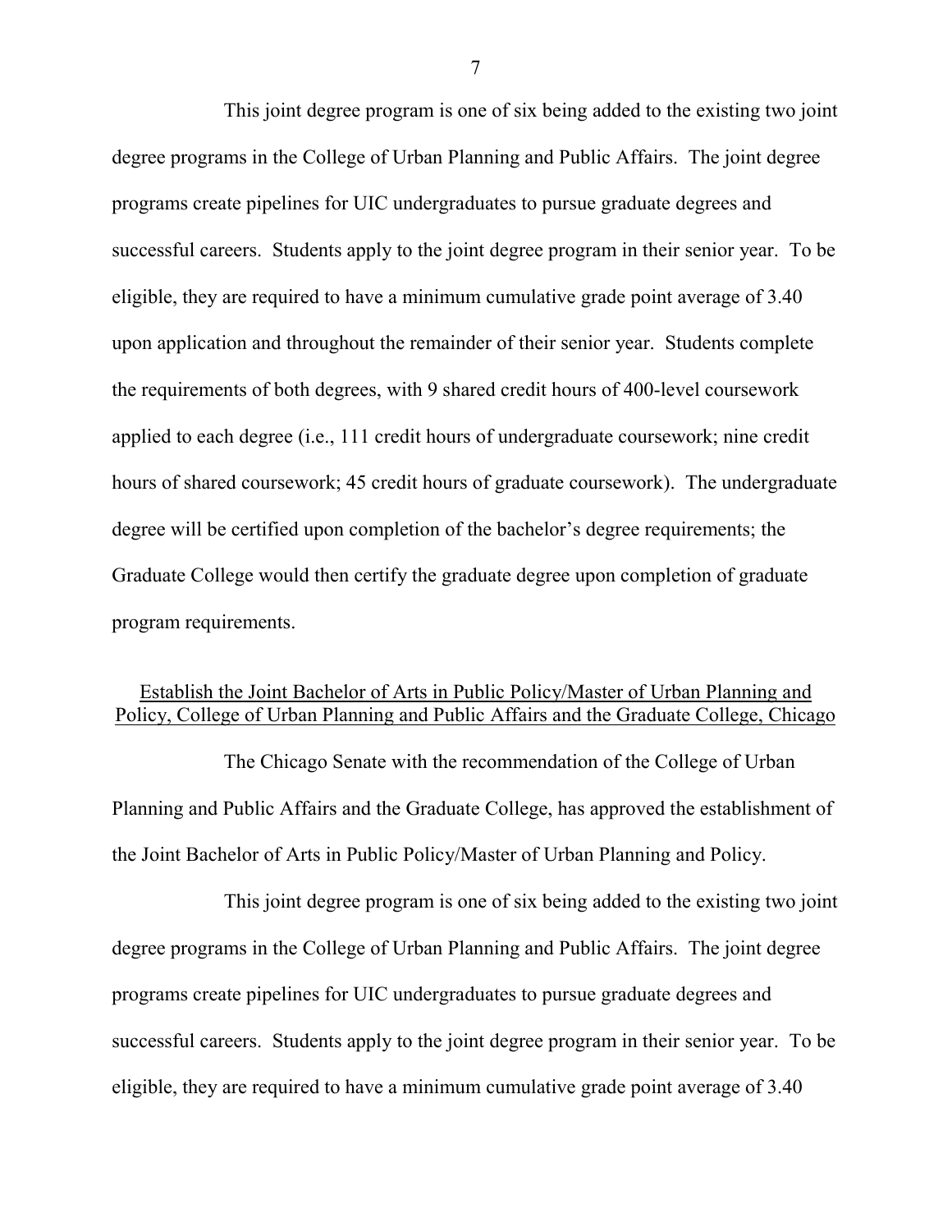This joint degree program is one of six being added to the existing two joint degree programs in the College of Urban Planning and Public Affairs. The joint degree programs create pipelines for UIC undergraduates to pursue graduate degrees and successful careers. Students apply to the joint degree program in their senior year. To be eligible, they are required to have a minimum cumulative grade point average of 3.40 upon application and throughout the remainder of their senior year. Students complete the requirements of both degrees, with 9 shared credit hours of 400-level coursework applied to each degree (i.e., 111 credit hours of undergraduate coursework; nine credit hours of shared coursework; 45 credit hours of graduate coursework). The undergraduate degree will be certified upon completion of the bachelor's degree requirements; the Graduate College would then certify the graduate degree upon completion of graduate program requirements.

## Establish the Joint Bachelor of Arts in Public Policy/Master of Urban Planning and Policy, College of Urban Planning and Public Affairs and the Graduate College, Chicago

The Chicago Senate with the recommendation of the College of Urban Planning and Public Affairs and the Graduate College, has approved the establishment of the Joint Bachelor of Arts in Public Policy/Master of Urban Planning and Policy.

This joint degree program is one of six being added to the existing two joint degree programs in the College of Urban Planning and Public Affairs. The joint degree programs create pipelines for UIC undergraduates to pursue graduate degrees and successful careers. Students apply to the joint degree program in their senior year. To be eligible, they are required to have a minimum cumulative grade point average of 3.40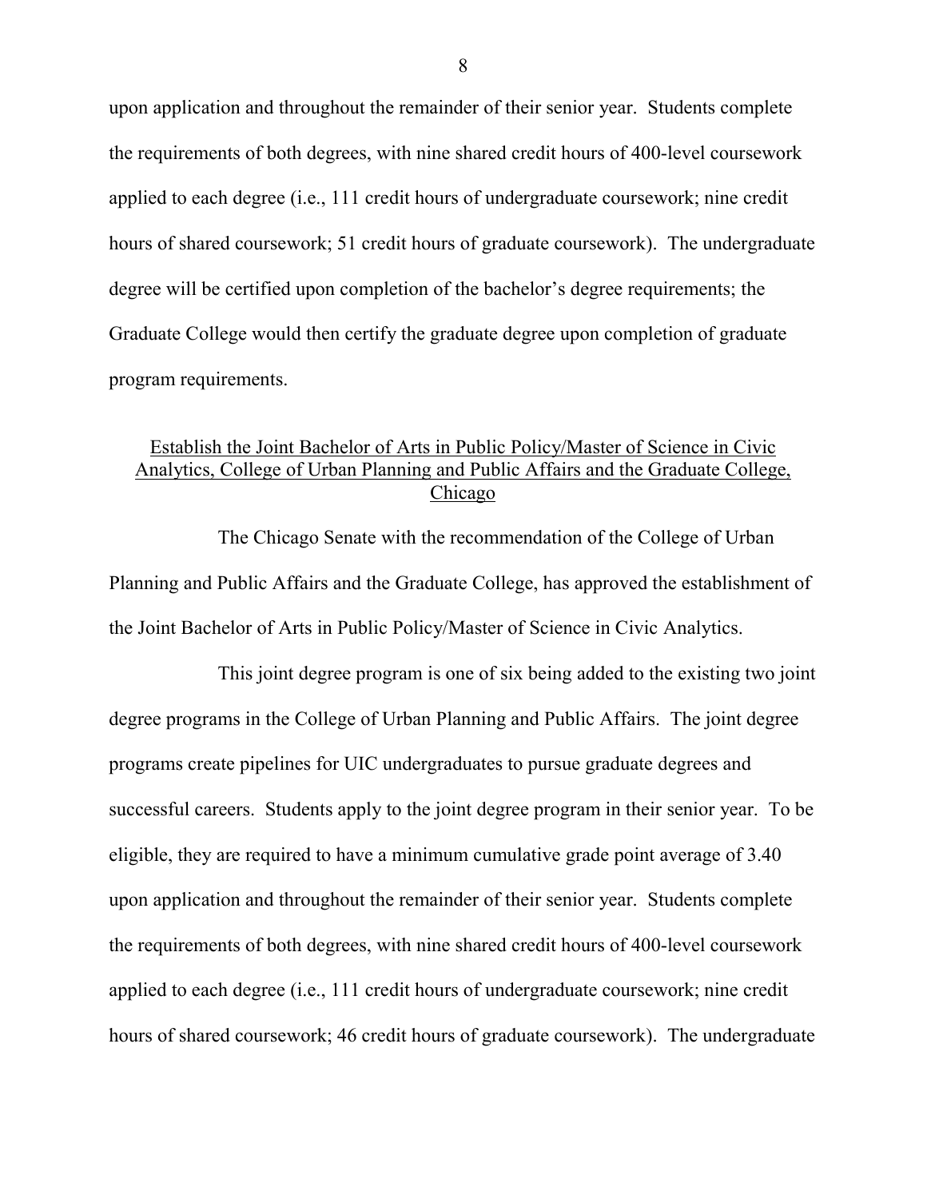upon application and throughout the remainder of their senior year. Students complete the requirements of both degrees, with nine shared credit hours of 400-level coursework applied to each degree (i.e., 111 credit hours of undergraduate coursework; nine credit hours of shared coursework; 51 credit hours of graduate coursework). The undergraduate degree will be certified upon completion of the bachelor's degree requirements; the Graduate College would then certify the graduate degree upon completion of graduate program requirements.

## Establish the Joint Bachelor of Arts in Public Policy/Master of Science in Civic Analytics, College of Urban Planning and Public Affairs and the Graduate College, Chicago

The Chicago Senate with the recommendation of the College of Urban Planning and Public Affairs and the Graduate College, has approved the establishment of the Joint Bachelor of Arts in Public Policy/Master of Science in Civic Analytics.

This joint degree program is one of six being added to the existing two joint degree programs in the College of Urban Planning and Public Affairs. The joint degree programs create pipelines for UIC undergraduates to pursue graduate degrees and successful careers. Students apply to the joint degree program in their senior year. To be eligible, they are required to have a minimum cumulative grade point average of 3.40 upon application and throughout the remainder of their senior year. Students complete the requirements of both degrees, with nine shared credit hours of 400-level coursework applied to each degree (i.e., 111 credit hours of undergraduate coursework; nine credit hours of shared coursework; 46 credit hours of graduate coursework). The undergraduate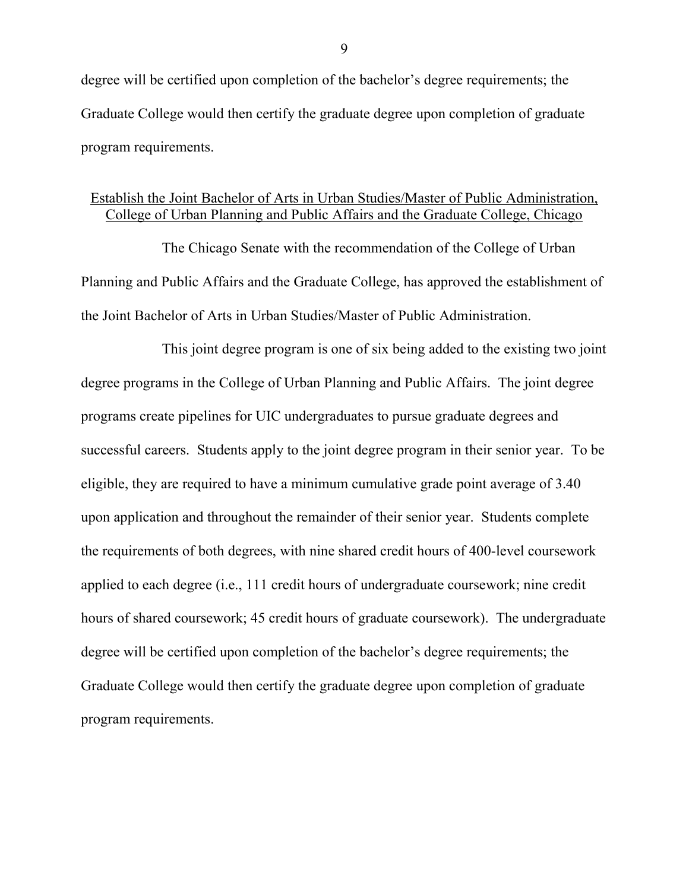degree will be certified upon completion of the bachelor's degree requirements; the Graduate College would then certify the graduate degree upon completion of graduate program requirements.

## Establish the Joint Bachelor of Arts in Urban Studies/Master of Public Administration, College of Urban Planning and Public Affairs and the Graduate College, Chicago

The Chicago Senate with the recommendation of the College of Urban Planning and Public Affairs and the Graduate College, has approved the establishment of the Joint Bachelor of Arts in Urban Studies/Master of Public Administration.

This joint degree program is one of six being added to the existing two joint degree programs in the College of Urban Planning and Public Affairs. The joint degree programs create pipelines for UIC undergraduates to pursue graduate degrees and successful careers. Students apply to the joint degree program in their senior year. To be eligible, they are required to have a minimum cumulative grade point average of 3.40 upon application and throughout the remainder of their senior year. Students complete the requirements of both degrees, with nine shared credit hours of 400-level coursework applied to each degree (i.e., 111 credit hours of undergraduate coursework; nine credit hours of shared coursework; 45 credit hours of graduate coursework). The undergraduate degree will be certified upon completion of the bachelor's degree requirements; the Graduate College would then certify the graduate degree upon completion of graduate program requirements.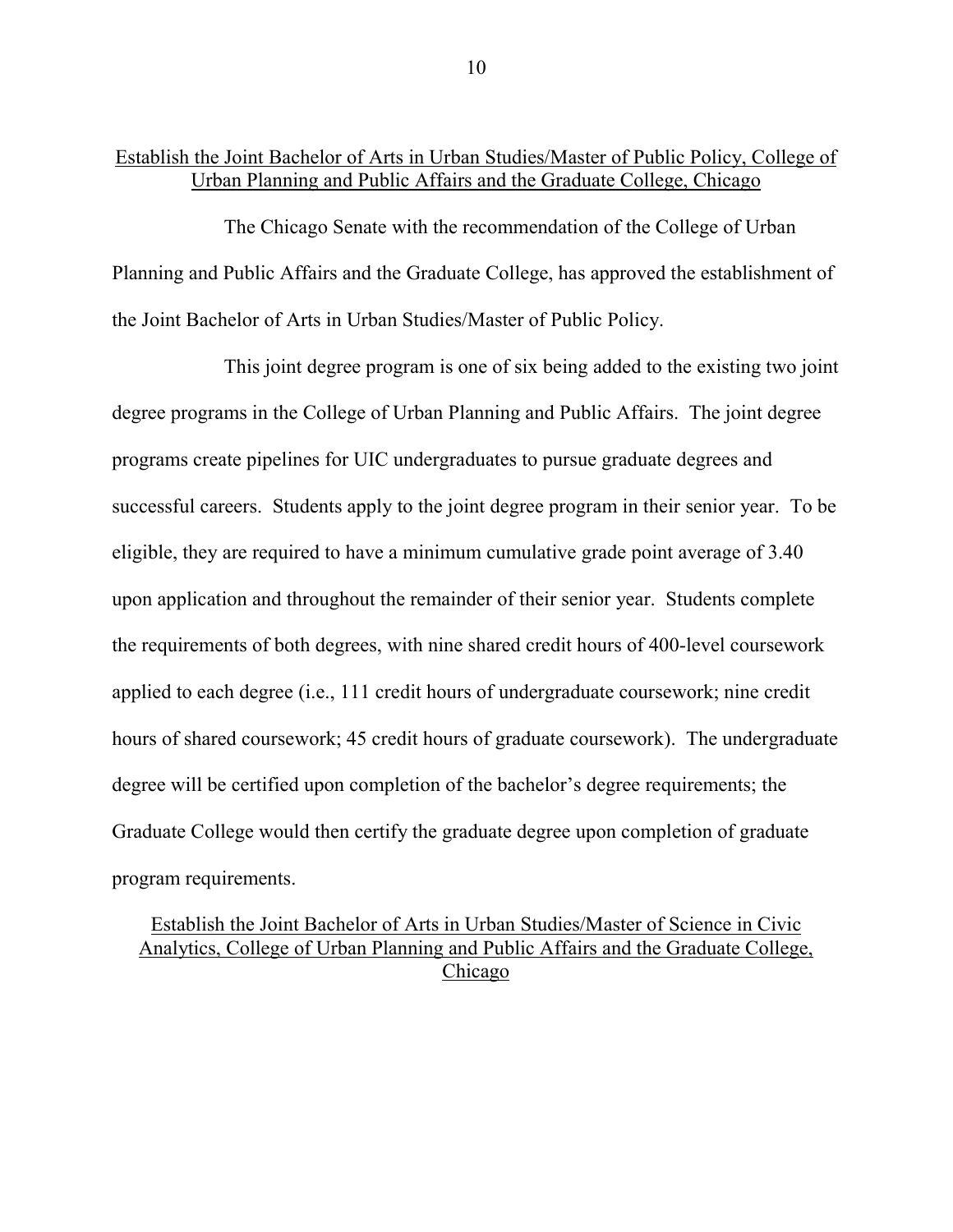## Establish the Joint Bachelor of Arts in Urban Studies/Master of Public Policy, College of Urban Planning and Public Affairs and the Graduate College, Chicago

The Chicago Senate with the recommendation of the College of Urban Planning and Public Affairs and the Graduate College, has approved the establishment of the Joint Bachelor of Arts in Urban Studies/Master of Public Policy.

This joint degree program is one of six being added to the existing two joint degree programs in the College of Urban Planning and Public Affairs. The joint degree programs create pipelines for UIC undergraduates to pursue graduate degrees and successful careers. Students apply to the joint degree program in their senior year. To be eligible, they are required to have a minimum cumulative grade point average of 3.40 upon application and throughout the remainder of their senior year. Students complete the requirements of both degrees, with nine shared credit hours of 400-level coursework applied to each degree (i.e., 111 credit hours of undergraduate coursework; nine credit hours of shared coursework; 45 credit hours of graduate coursework). The undergraduate degree will be certified upon completion of the bachelor's degree requirements; the Graduate College would then certify the graduate degree upon completion of graduate program requirements.

## Establish the Joint Bachelor of Arts in Urban Studies/Master of Science in Civic Analytics, College of Urban Planning and Public Affairs and the Graduate College, Chicago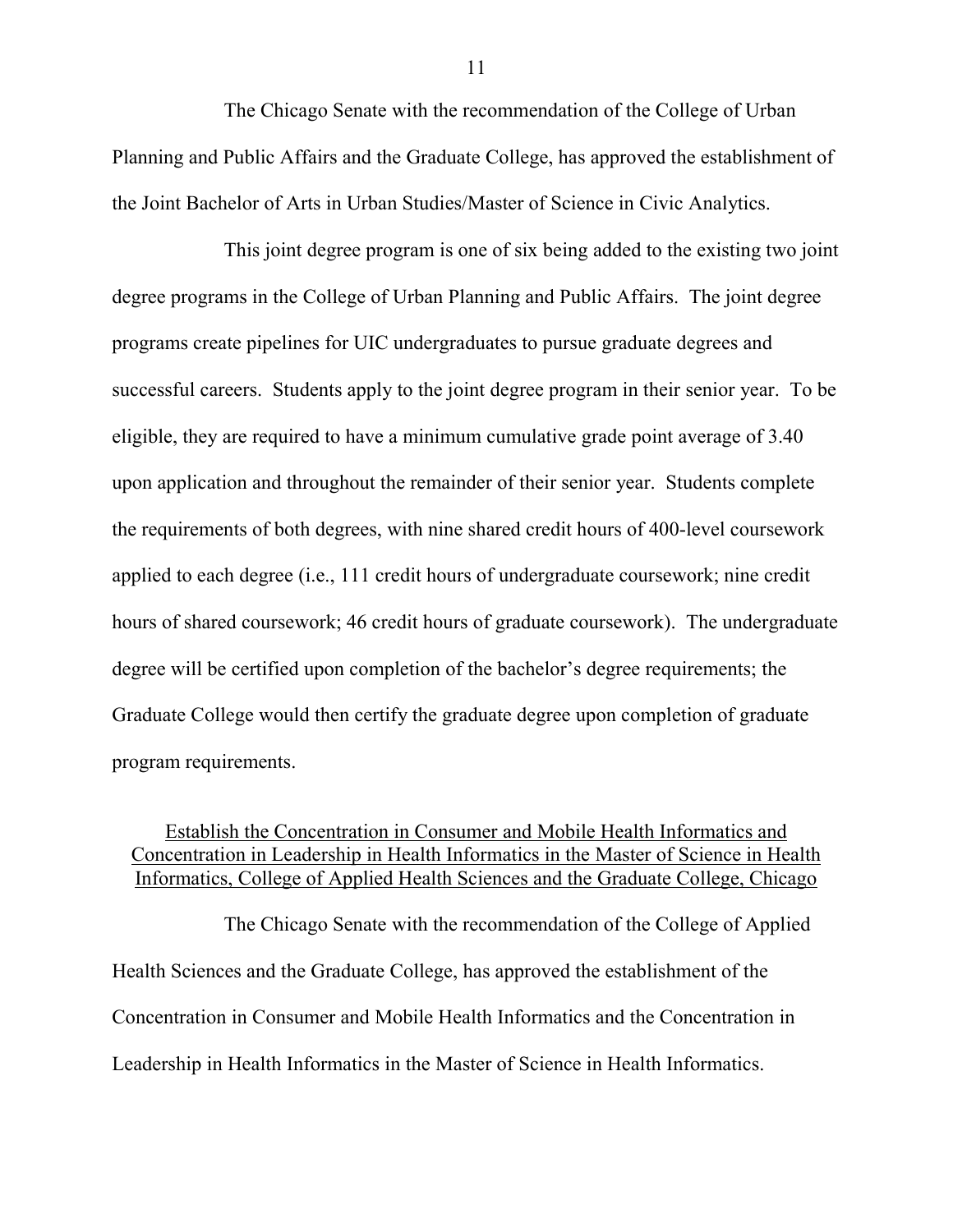The Chicago Senate with the recommendation of the College of Urban Planning and Public Affairs and the Graduate College, has approved the establishment of the Joint Bachelor of Arts in Urban Studies/Master of Science in Civic Analytics.

This joint degree program is one of six being added to the existing two joint degree programs in the College of Urban Planning and Public Affairs. The joint degree programs create pipelines for UIC undergraduates to pursue graduate degrees and successful careers. Students apply to the joint degree program in their senior year. To be eligible, they are required to have a minimum cumulative grade point average of 3.40 upon application and throughout the remainder of their senior year. Students complete the requirements of both degrees, with nine shared credit hours of 400-level coursework applied to each degree (i.e., 111 credit hours of undergraduate coursework; nine credit hours of shared coursework; 46 credit hours of graduate coursework). The undergraduate degree will be certified upon completion of the bachelor's degree requirements; the Graduate College would then certify the graduate degree upon completion of graduate program requirements.

## Establish the Concentration in Consumer and Mobile Health Informatics and Concentration in Leadership in Health Informatics in the Master of Science in Health Informatics, College of Applied Health Sciences and the Graduate College, Chicago

The Chicago Senate with the recommendation of the College of Applied Health Sciences and the Graduate College, has approved the establishment of the Concentration in Consumer and Mobile Health Informatics and the Concentration in Leadership in Health Informatics in the Master of Science in Health Informatics.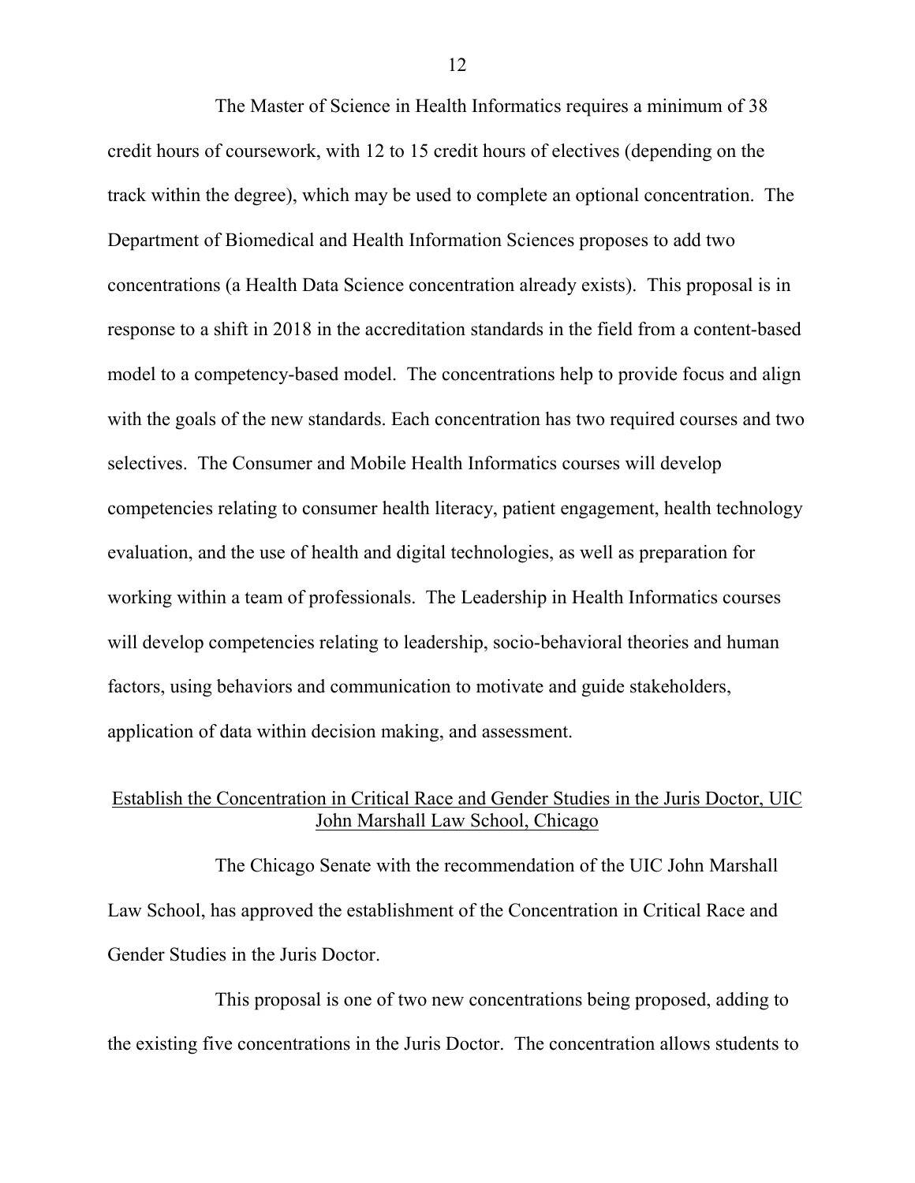The Master of Science in Health Informatics requires a minimum of 38 credit hours of coursework, with 12 to 15 credit hours of electives (depending on the track within the degree), which may be used to complete an optional concentration. The Department of Biomedical and Health Information Sciences proposes to add two concentrations (a Health Data Science concentration already exists). This proposal is in response to a shift in 2018 in the accreditation standards in the field from a content-based model to a competency-based model. The concentrations help to provide focus and align with the goals of the new standards. Each concentration has two required courses and two selectives. The Consumer and Mobile Health Informatics courses will develop competencies relating to consumer health literacy, patient engagement, health technology evaluation, and the use of health and digital technologies, as well as preparation for working within a team of professionals. The Leadership in Health Informatics courses will develop competencies relating to leadership, socio-behavioral theories and human factors, using behaviors and communication to motivate and guide stakeholders, application of data within decision making, and assessment.

<u>Establish the Concentration in Critical Race and Gender Studies in the Juris Doctor, UIC John Marshall Law School, Chicago</u>

The Chicago Senate with the recommendation of the UIC John Marshall Law School, has approved the establishment of the Concentration in Critical Race and Gender Studies in the Juris Doctor.

This proposal is one of two new concentrations being proposed, adding to the existing five concentrations in the Juris Doctor. The concentration allows students to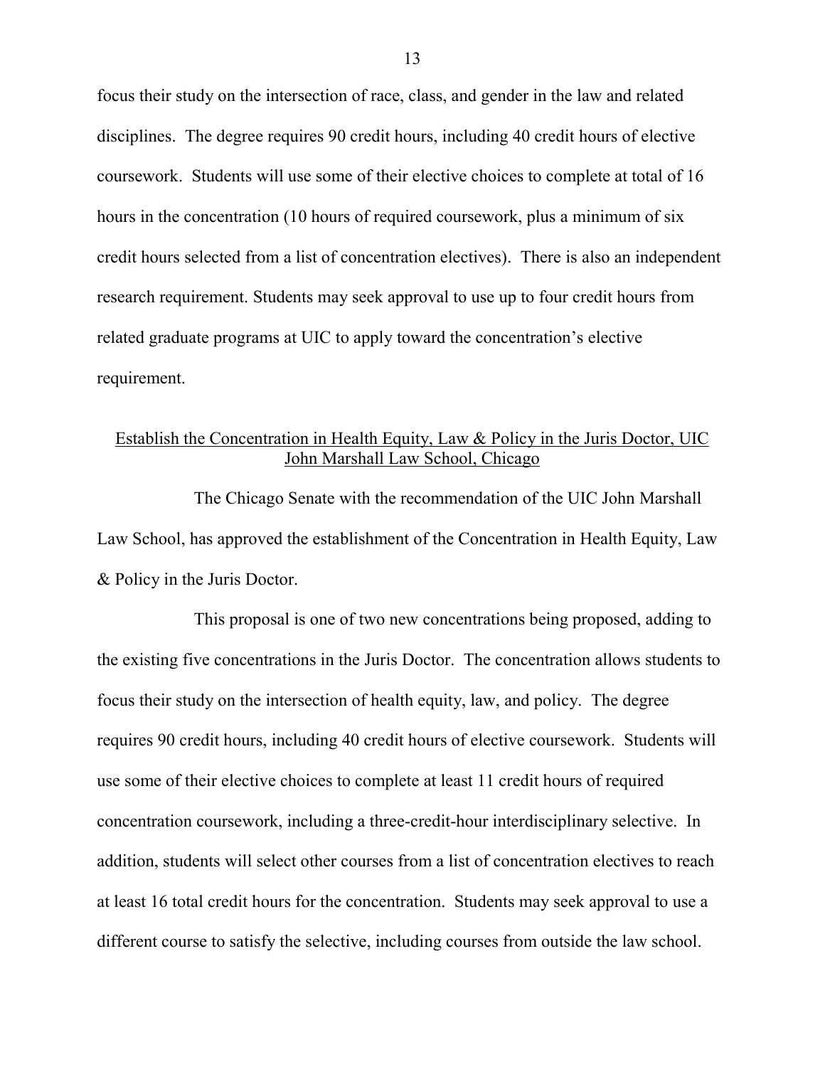focus their study on the intersection of race, class, and gender in the law and related disciplines. The degree requires 90 credit hours, including 40 credit hours of elective coursework. Students will use some of their elective choices to complete at total of 16 hours in the concentration (10 hours of required coursework, plus a minimum of six credit hours selected from a list of concentration electives). There is also an independent research requirement. Students may seek approval to use up to four credit hours from related graduate programs at UIC to apply toward the concentration's elective requirement.

## Establish the Concentration in Health Equity, Law & Policy in the Juris Doctor, UIC John Marshall Law School, Chicago

The Chicago Senate with the recommendation of the UIC John Marshall Law School, has approved the establishment of the Concentration in Health Equity, Law & Policy in the Juris Doctor.

This proposal is one of two new concentrations being proposed, adding to the existing five concentrations in the Juris Doctor. The concentration allows students to focus their study on the intersection of health equity, law, and policy. The degree requires 90 credit hours, including 40 credit hours of elective coursework. Students will use some of their elective choices to complete at least 11 credit hours of required concentration coursework, including a three-credit-hour interdisciplinary selective. In addition, students will select other courses from a list of concentration electives to reach at least 16 total credit hours for the concentration. Students may seek approval to use a different course to satisfy the selective, including courses from outside the law school.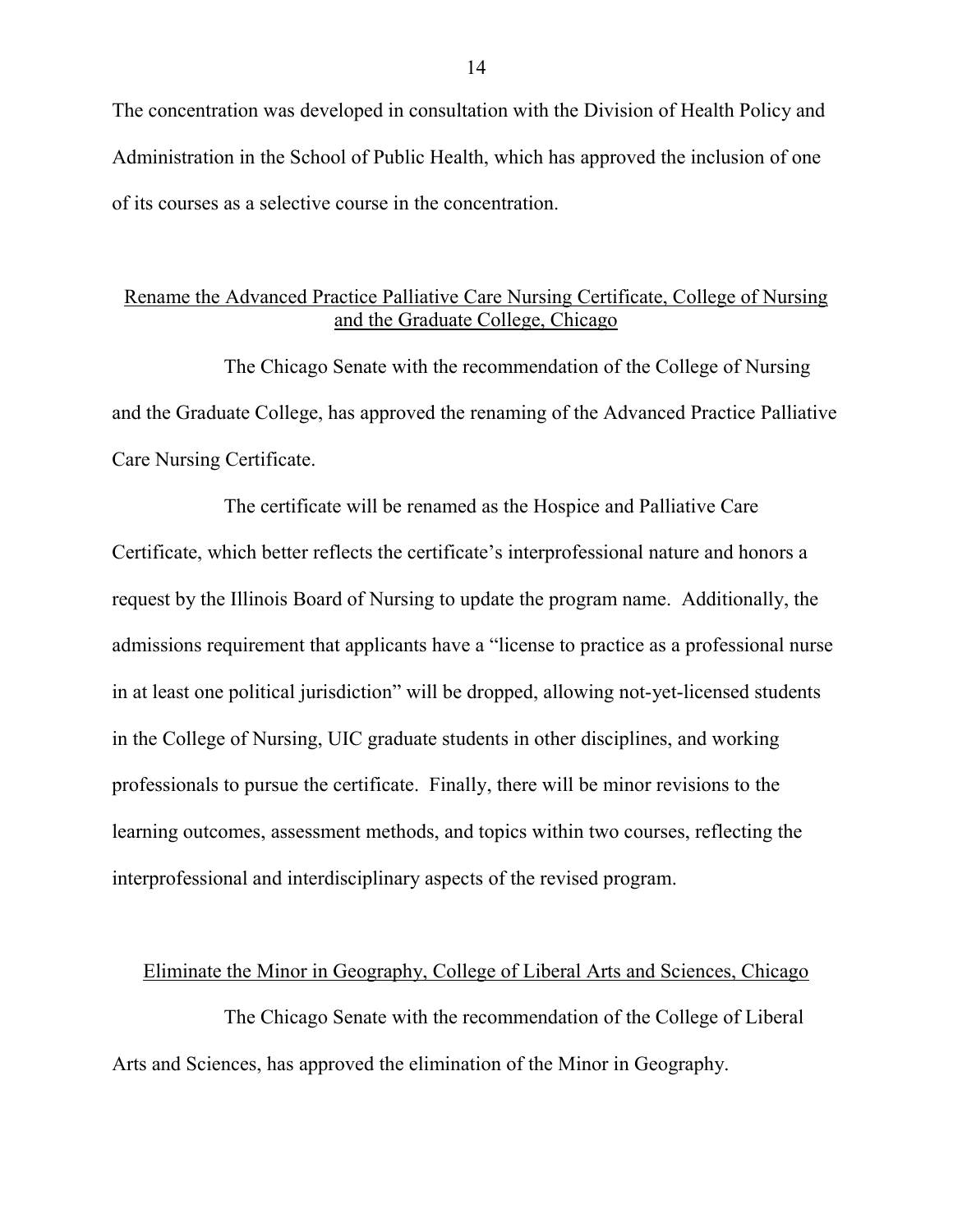The concentration was developed in consultation with the Division of Health Policy and Administration in the School of Public Health, which has approved the inclusion of one of its courses as a selective course in the concentration.

## Rename the Advanced Practice Palliative Care Nursing Certificate, College of Nursing and the Graduate College, Chicago

The Chicago Senate with the recommendation of the College of Nursing and the Graduate College, has approved the renaming of the Advanced Practice Palliative Care Nursing Certificate.

The certificate will be renamed as the Hospice and Palliative Care Certificate, which better reflects the certificate's interprofessional nature and honors a request by the Illinois Board of Nursing to update the program name. Additionally, the admissions requirement that applicants have a "license to practice as a professional nurse in at least one political jurisdiction" will be dropped, allowing not-yet-licensed students in the College of Nursing, UIC graduate students in other disciplines, and working professionals to pursue the certificate. Finally, there will be minor revisions to the learning outcomes, assessment methods, and topics within two courses, reflecting the interprofessional and interdisciplinary aspects of the revised program.

## Eliminate the Minor in Geography, College of Liberal Arts and Sciences, Chicago

The Chicago Senate with the recommendation of the College of Liberal Arts and Sciences, has approved the elimination of the Minor in Geography.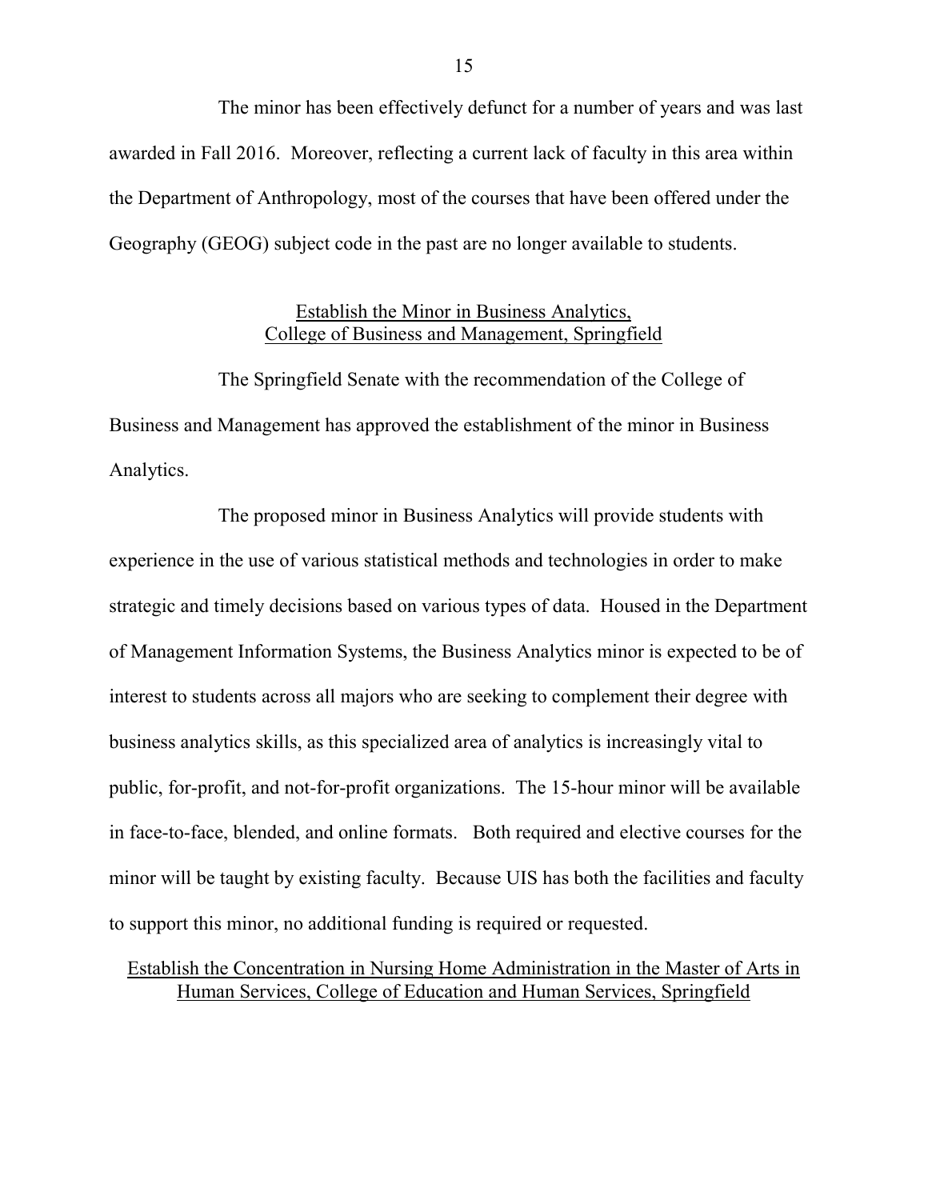The minor has been effectively defunct for a number of years and was last awarded in Fall 2016. Moreover, reflecting a current lack of faculty in this area within the Department of Anthropology, most of the courses that have been offered under the Geography (GEOG) subject code in the past are no longer available to students.

## Establish the Minor in Business Analytics, College of Business and Management, Springfield

The Springfield Senate with the recommendation of the College of Business and Management has approved the establishment of the minor in Business Analytics.

The proposed minor in Business Analytics will provide students with experience in the use of various statistical methods and technologies in order to make strategic and timely decisions based on various types of data. Housed in the Department of Management Information Systems, the Business Analytics minor is expected to be of interest to students across all majors who are seeking to complement their degree with business analytics skills, as this specialized area of analytics is increasingly vital to public, for-profit, and not-for-profit organizations. The 15-hour minor will be available in face-to-face, blended, and online formats. Both required and elective courses for the minor will be taught by existing faculty. Because UIS has both the facilities and faculty to support this minor, no additional funding is required or requested.

## Establish the Concentration in Nursing Home Administration in the Master of Arts in Human Services, College of Education and Human Services, Springfield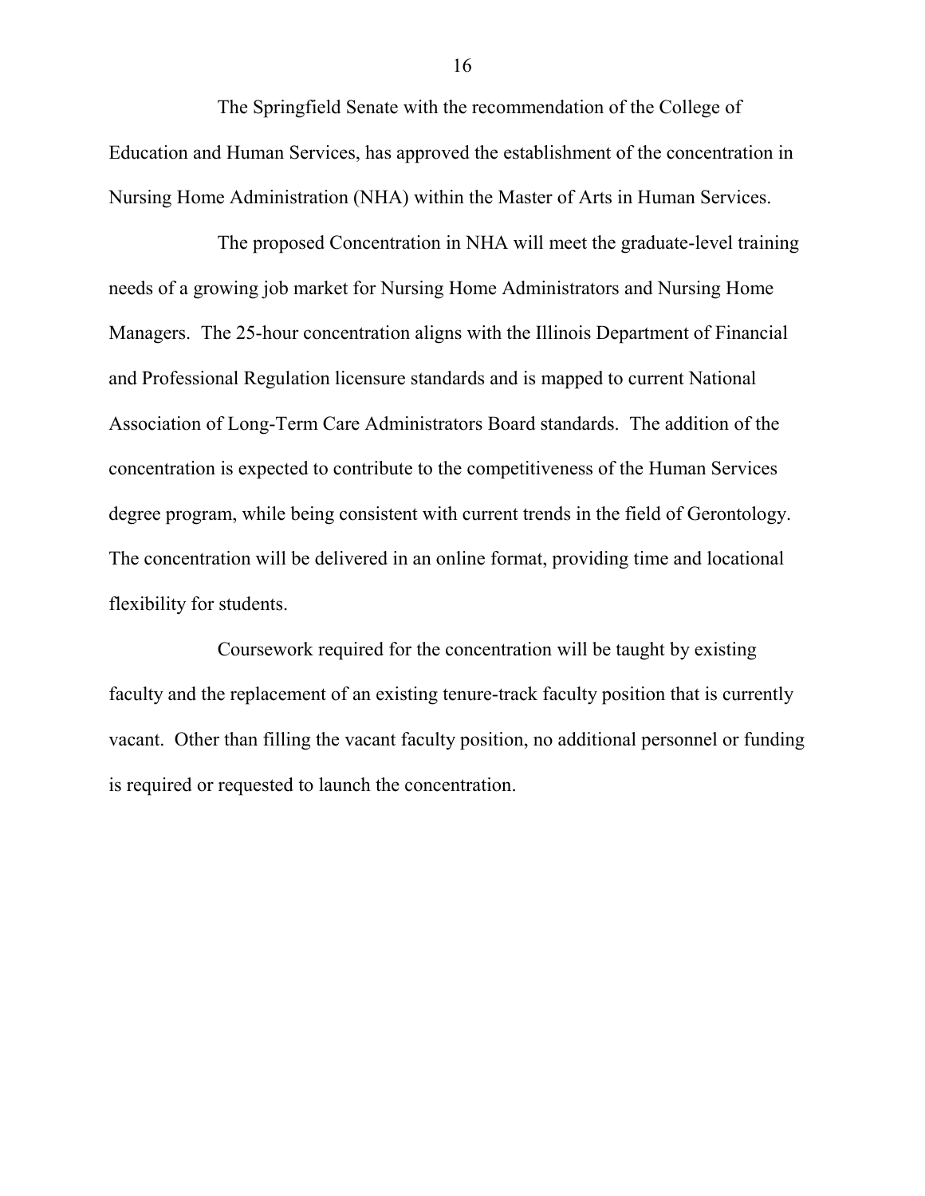The Springfield Senate with the recommendation of the College of Education and Human Services, has approved the establishment of the concentration in Nursing Home Administration (NHA) within the Master of Arts in Human Services.

The proposed Concentration in NHA will meet the graduate-level training needs of a growing job market for Nursing Home Administrators and Nursing Home Managers. The 25-hour concentration aligns with the Illinois Department of Financial and Professional Regulation licensure standards and is mapped to current National Association of Long-Term Care Administrators Board standards. The addition of the concentration is expected to contribute to the competitiveness of the Human Services degree program, while being consistent with current trends in the field of Gerontology. The concentration will be delivered in an online format, providing time and locational flexibility for students.

Coursework required for the concentration will be taught by existing faculty and the replacement of an existing tenure-track faculty position that is currently vacant. Other than filling the vacant faculty position, no additional personnel or funding is required or requested to launch the concentration.